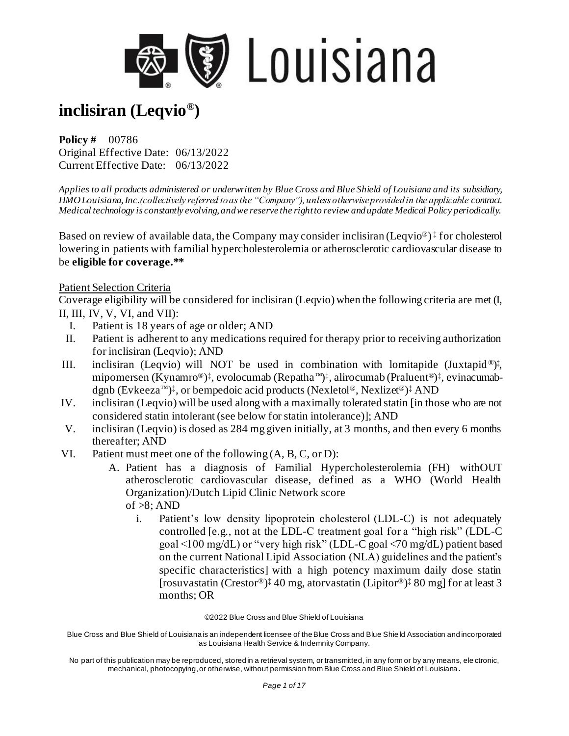# inclisiran (Leqvio®)

**Policy #** 00786
Original Effective Date: 06/13/2022
Current Effective Date: 06/13/2022

*Applies to all products administered or underwritten by Blue Cross and Blue Shield of Louisiana and its subsidiary, HMO Louisiana, Inc.(collectively referred to as the "Company"), unless otherwise provided in the applicable contract. Medical technology is constantly evolving, and we reserve the right to review and update Medical Policy periodically.*

Based on review of available data, the Company may consider inclisiran (Leqvio®) ‡ for cholesterol lowering in patients with familial hypercholesterolemia or atherosclerotic cardiovascular disease to be **eligible for coverage.****

Patient Selection Criteria

Coverage eligibility will be considered for inclisiran (Leqvio) when the following criteria are met (I, II, III, IV, V, VI, and VII):

I. Patient is 18 years of age or older; AND
II. Patient is adherent to any medications required for therapy prior to receiving authorization for inclisiran (Leqvio); AND
III. inclisiran (Leqvio) will NOT be used in combination with lomitapide (Juxtapid®)‡, mipomersen (Kynamro®)‡, evolocumab (Repatha™)‡, alirocumab (Praluent®)‡, evinacumab-dgnb (Evkeeza™)‡, or bempedoic acid products (Nexletol®, Nexlizet®)‡ AND
IV. inclisiran (Leqvio) will be used along with a maximally tolerated statin [in those who are not considered statin intolerant (see below for statin intolerance)]; AND
V. inclisiran (Leqvio) is dosed as 284 mg given initially, at 3 months, and then every 6 months thereafter; AND
VI. Patient must meet one of the following (A, B, C, or D):
   A. Patient has a diagnosis of Familial Hypercholesterolemia (FH) withOUT atherosclerotic cardiovascular disease, defined as a WHO (World Health Organization)/Dutch Lipid Clinic Network score of >8; AND
      i. Patient's low density lipoprotein cholesterol (LDL-C) is not adequately controlled [e.g., not at the LDL-C treatment goal for a "high risk" (LDL-C goal <100 mg/dL) or "very high risk" (LDL-C goal <70 mg/dL) patient based on the current National Lipid Association (NLA) guidelines and the patient's specific characteristics] with a high potency maximum daily dose statin [rosuvastatin (Crestor®)‡ 40 mg, atorvastatin (Lipitor®)‡ 80 mg] for at least 3 months; OR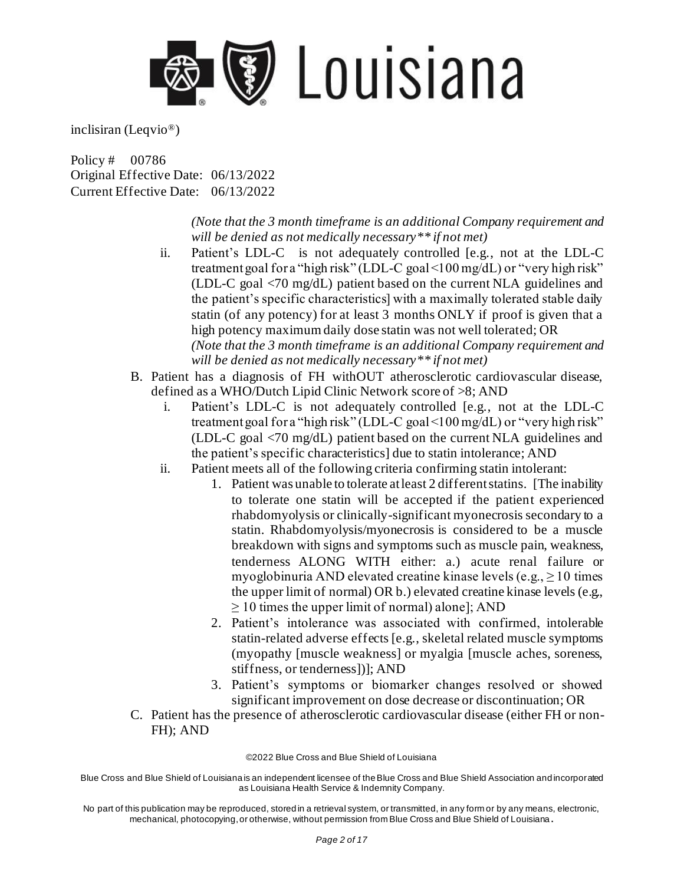*(Note that the 3 month timeframe is an additional Company requirement and will be denied as not medically necessary** if not met)*

   ii. Patient's LDL-C is not adequately controlled [e.g., not at the LDL-C treatment goal for a "high risk" (LDL-C goal <100 mg/dL) or "very high risk" (LDL-C goal <70 mg/dL) patient based on the current NLA guidelines and the patient's specific characteristics] with a maximally tolerated stable daily statin (of any potency) for at least 3 months ONLY if proof is given that a high potency maximum daily dose statin was not well tolerated; OR
   *(Note that the 3 month timeframe is an additional Company requirement and will be denied as not medically necessary** if not met)*

B. Patient has a diagnosis of FH withOUT atherosclerotic cardiovascular disease, defined as a WHO/Dutch Lipid Clinic Network score of >8; AND
   i. Patient's LDL-C is not adequately controlled [e.g., not at the LDL-C treatment goal for a "high risk" (LDL-C goal <100 mg/dL) or "very high risk" (LDL-C goal <70 mg/dL) patient based on the current NLA guidelines and the patient's specific characteristics] due to statin intolerance; AND
   ii. Patient meets all of the following criteria confirming statin intolerant:
      1. Patient was unable to tolerate at least 2 different statins. [The inability to tolerate one statin will be accepted if the patient experienced rhabdomyolysis or clinically-significant myonecrosis secondary to a statin. Rhabdomyolysis/myonecrosis is considered to be a muscle breakdown with signs and symptoms such as muscle pain, weakness, tenderness ALONG WITH either: a.) acute renal failure or myoglobinuria AND elevated creatine kinase levels (e.g., $\geq 10$ times the upper limit of normal) OR b.) elevated creatine kinase levels (e.g., $\geq 10$ times the upper limit of normal) alone]; AND
      2. Patient's intolerance was associated with confirmed, intolerable statin-related adverse effects [e.g., skeletal related muscle symptoms (myopathy [muscle weakness] or myalgia [muscle aches, soreness, stiffness, or tenderness])]; AND
      3. Patient's symptoms or biomarker changes resolved or showed significant improvement on dose decrease or discontinuation; OR

C. Patient has the presence of atherosclerotic cardiovascular disease (either FH or non-FH); AND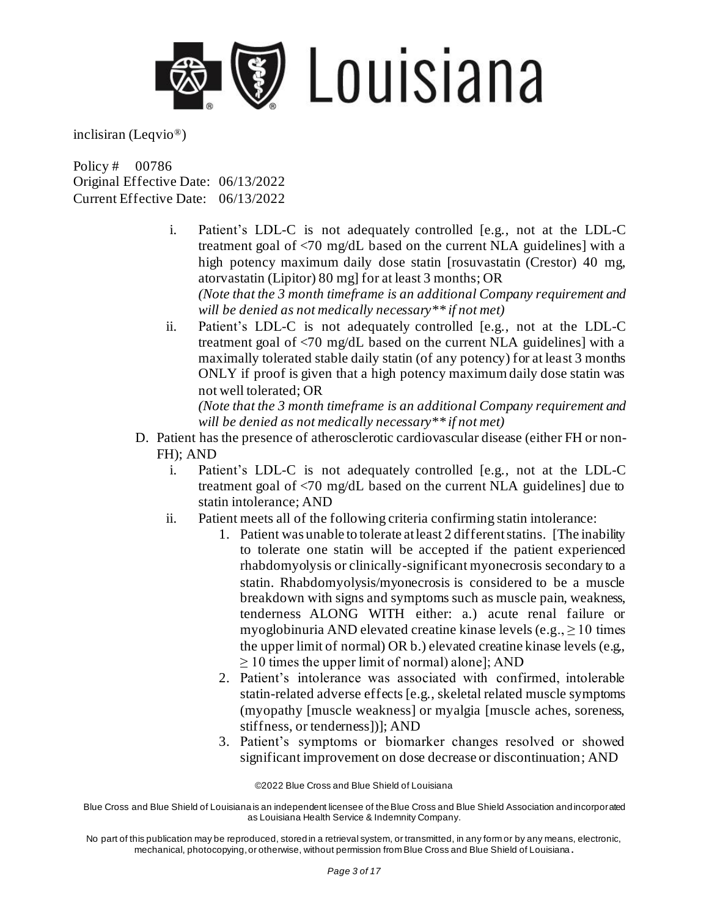i. Patient's LDL-C is not adequately controlled [e.g., not at the LDL-C treatment goal of <70 mg/dL based on the current NLA guidelines] with a high potency maximum daily dose statin [rosuvastatin (Crestor) 40 mg, atorvastatin (Lipitor) 80 mg] for at least 3 months; OR
*(Note that the 3 month timeframe is an additional Company requirement and will be denied as not medically necessary** if not met)*

ii. Patient's LDL-C is not adequately controlled [e.g., not at the LDL-C treatment goal of <70 mg/dL based on the current NLA guidelines] with a maximally tolerated stable daily statin (of any potency) for at least 3 months ONLY if proof is given that a high potency maximum daily dose statin was not well tolerated; OR
*(Note that the 3 month timeframe is an additional Company requirement and will be denied as not medically necessary** if not met)*

D. Patient has the presence of atherosclerotic cardiovascular disease (either FH or non-FH); AND

i. Patient's LDL-C is not adequately controlled [e.g., not at the LDL-C treatment goal of <70 mg/dL based on the current NLA guidelines] due to statin intolerance; AND

ii. Patient meets all of the following criteria confirming statin intolerance:

1. Patient was unable to tolerate at least 2 different statins. [The inability to tolerate one statin will be accepted if the patient experienced rhabdomyolysis or clinically-significant myonecrosis secondary to a statin. Rhabdomyolysis/myonecrosis is considered to be a muscle breakdown with signs and symptoms such as muscle pain, weakness, tenderness ALONG WITH either: a.) acute renal failure or myoglobinuria AND elevated creatine kinase levels (e.g., ≥ 10 times the upper limit of normal) OR b.) elevated creatine kinase levels (e.g., ≥ 10 times the upper limit of normal) alone]; AND
2. Patient's intolerance was associated with confirmed, intolerable statin-related adverse effects [e.g., skeletal related muscle symptoms (myopathy [muscle weakness] or myalgia [muscle aches, soreness, stiffness, or tenderness])]; AND
3. Patient's symptoms or biomarker changes resolved or showed significant improvement on dose decrease or discontinuation; AND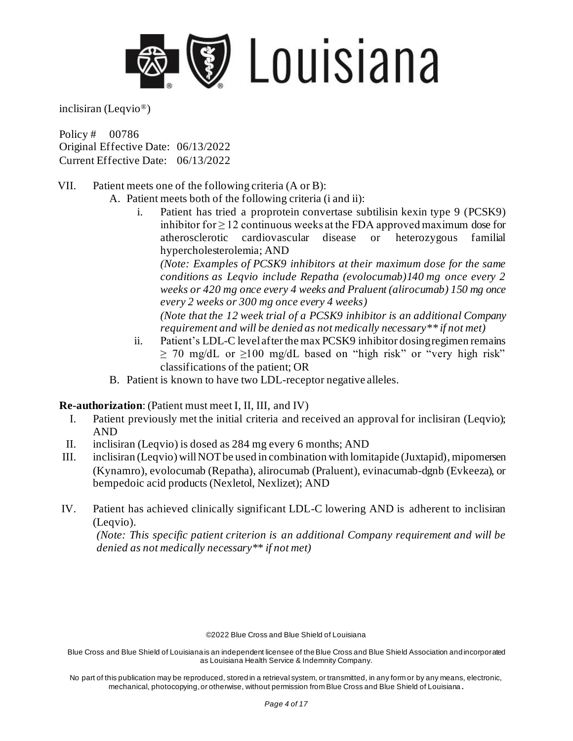inclisiran (Leqvio®)

Policy # 00786
Original Effective Date: 06/13/2022
Current Effective Date: 06/13/2022

VII. Patient meets one of the following criteria (A or B):
   A. Patient meets both of the following criteria (i and ii):
      i. Patient has tried a proprotein convertase subtilisin kexin type 9 (PCSK9) inhibitor for ≥ 12 continuous weeks at the FDA approved maximum dose for atherosclerotic cardiovascular disease or heterozygous familial hypercholesterolemia; AND
      *(Note: Examples of PCSK9 inhibitors at their maximum dose for the same conditions as Leqvio include Repatha (evolocumab)140 mg once every 2 weeks or 420 mg once every 4 weeks and Praluent (alirocumab) 150 mg once every 2 weeks or 300 mg once every 4 weeks)*
      *(Note that the 12 week trial of a PCSK9 inhibitor is an additional Company requirement and will be denied as not medically necessary** if not met)*
      ii. Patient's LDL-C level after the max PCSK9 inhibitor dosing regimen remains ≥ 70 mg/dL or ≥100 mg/dL based on "high risk" or "very high risk" classifications of the patient; OR
   B. Patient is known to have two LDL-receptor negative alleles.

**Re-authorization**: (Patient must meet I, II, III, and IV)

I. Patient previously met the initial criteria and received an approval for inclisiran (Leqvio); AND
II. inclisiran (Leqvio) is dosed as 284 mg every 6 months; AND
III. inclisiran (Leqvio) will NOT be used in combination with lomitapide (Juxtapid), mipomersen (Kynamro), evolocumab (Repatha), alirocumab (Praluent), evinacumab-dgnb (Evkeeza), or bempedoic acid products (Nexletol, Nexlizet); AND
IV. Patient has achieved clinically significant LDL-C lowering AND is adherent to inclisiran (Leqvio).
   *(Note: This specific patient criterion is an additional Company requirement and will be denied as not medically necessary** if not met)*

©2022 Blue Cross and Blue Shield of Louisiana

Blue Cross and Blue Shield of Louisiana is an independent licensee of the Blue Cross and Blue Shield Association and incorporated as Louisiana Health Service & Indemnity Company.

No part of this publication may be reproduced, stored in a retrieval system, or transmitted, in any form or by any means, electronic, mechanical, photocopying, or otherwise, without permission from Blue Cross and Blue Shield of Louisiana.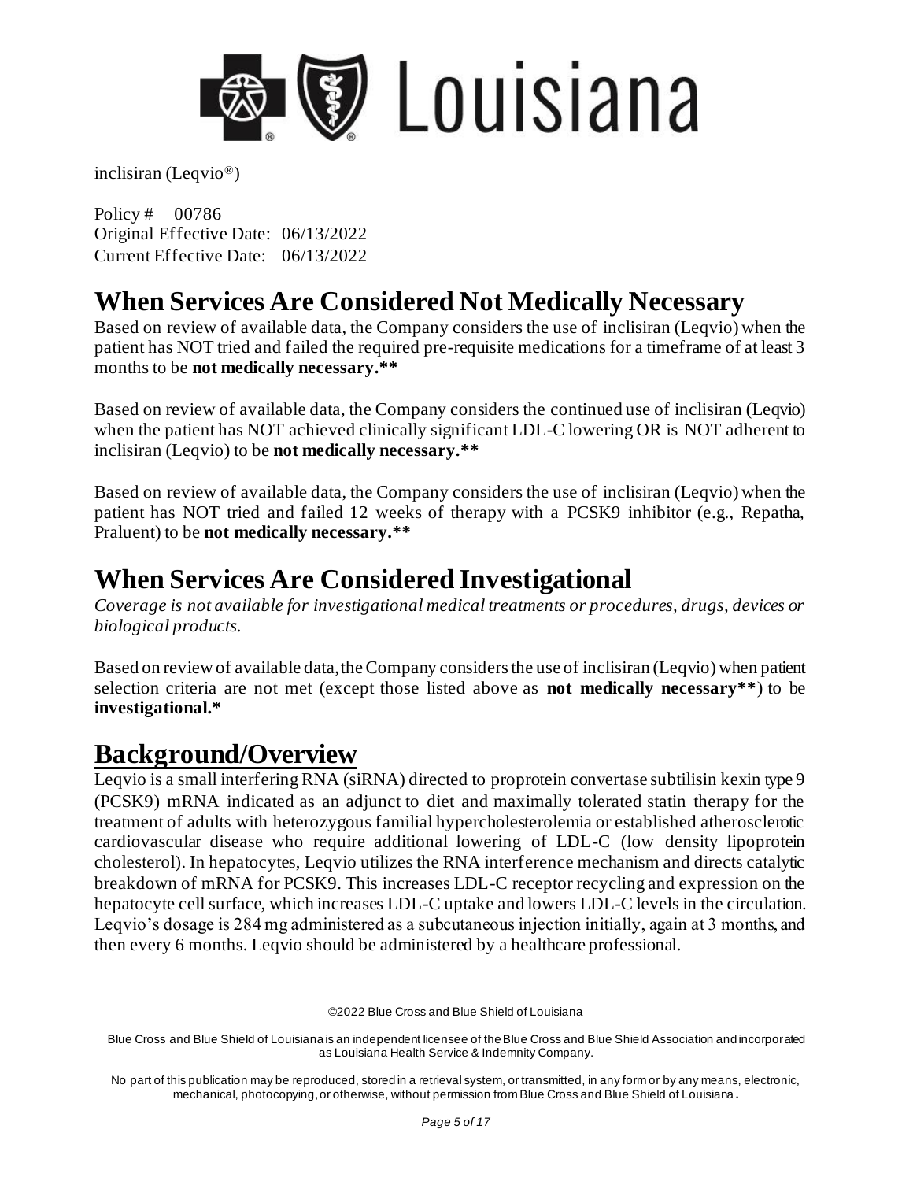inclisiran (Leqvio®)

Policy # 00786
Original Effective Date: 06/13/2022
Current Effective Date: 06/13/2022

# When Services Are Considered Not Medically Necessary

Based on review of available data, the Company considers the use of inclisiran (Leqvio) when the patient has NOT tried and failed the required pre-requisite medications for a timeframe of at least 3 months to be **not medically necessary.****

Based on review of available data, the Company considers the continued use of inclisiran (Leqvio) when the patient has NOT achieved clinically significant LDL-C lowering OR is NOT adherent to inclisiran (Leqvio) to be **not medically necessary.****

Based on review of available data, the Company considers the use of inclisiran (Leqvio) when the patient has NOT tried and failed 12 weeks of therapy with a PCSK9 inhibitor (e.g., Repatha, Praluent) to be **not medically necessary.****

# When Services Are Considered Investigational

*Coverage is not available for investigational medical treatments or procedures, drugs, devices or biological products.*

Based on review of available data, the Company considers the use of inclisiran (Leqvio) when patient selection criteria are not met (except those listed above as **not medically necessary****) to be **investigational.***

# Background/Overview

Leqvio is a small interfering RNA (siRNA) directed to proprotein convertase subtilisin kexin type 9 (PCSK9) mRNA indicated as an adjunct to diet and maximally tolerated statin therapy for the treatment of adults with heterozygous familial hypercholesterolemia or established atherosclerotic cardiovascular disease who require additional lowering of LDL-C (low density lipoprotein cholesterol). In hepatocytes, Leqvio utilizes the RNA interference mechanism and directs catalytic breakdown of mRNA for PCSK9. This increases LDL-C receptor recycling and expression on the hepatocyte cell surface, which increases LDL-C uptake and lowers LDL-C levels in the circulation. Leqvio's dosage is 284 mg administered as a subcutaneous injection initially, again at 3 months, and then every 6 months. Leqvio should be administered by a healthcare professional.

©2022 Blue Cross and Blue Shield of Louisiana

Blue Cross and Blue Shield of Louisiana is an independent licensee of the Blue Cross and Blue Shield Association and incorporated as Louisiana Health Service & Indemnity Company.

No part of this publication may be reproduced, stored in a retrieval system, or transmitted, in any form or by any means, electronic, mechanical, photocopying, or otherwise, without permission from Blue Cross and Blue Shield of Louisiana.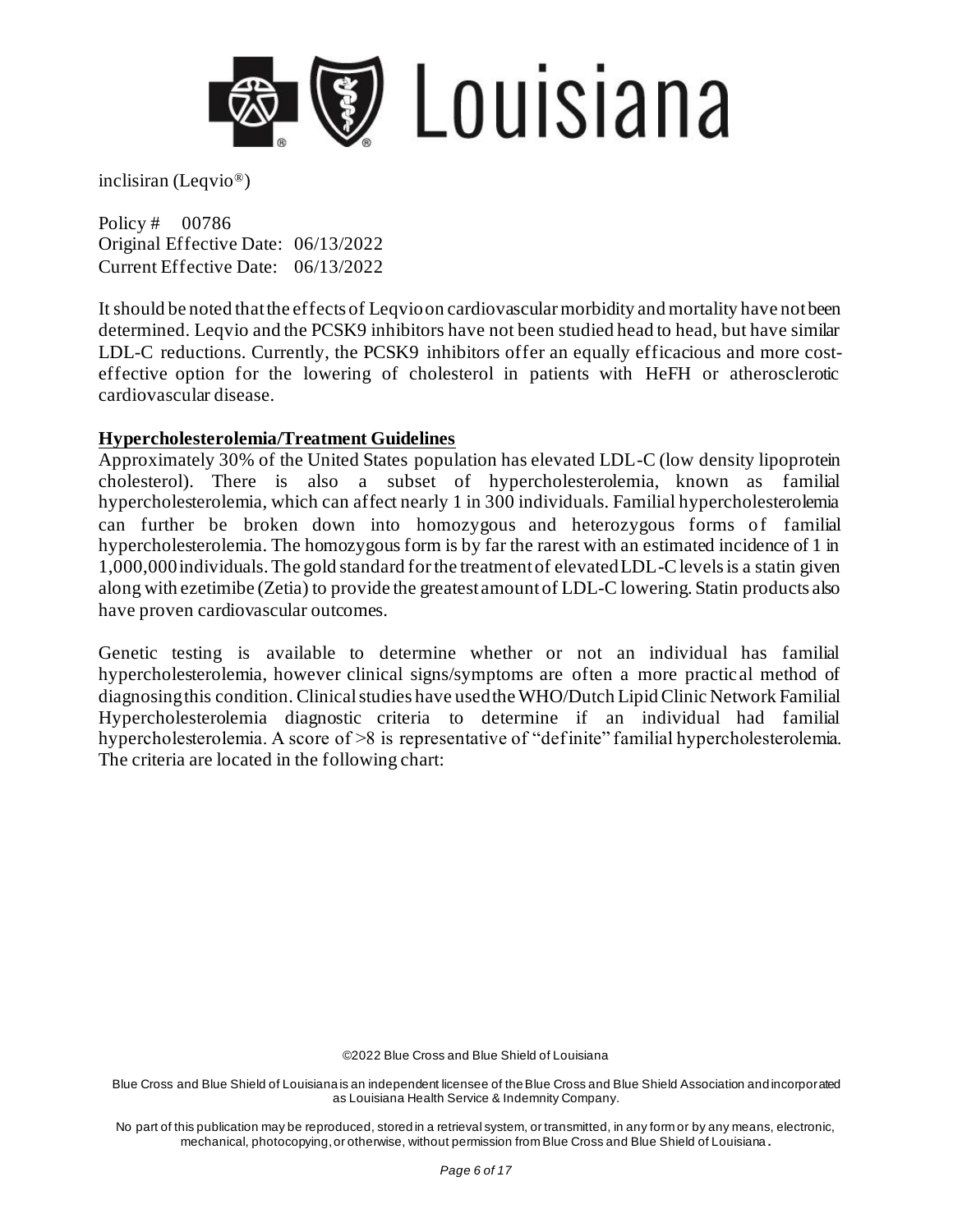inclisiran (Leqvio®)

Policy # 00786
Original Effective Date: 06/13/2022
Current Effective Date: 06/13/2022

It should be noted that the effects of Leqvio on cardiovascular morbidity and mortality have not been determined. Leqvio and the PCSK9 inhibitors have not been studied head to head, but have similar LDL-C reductions. Currently, the PCSK9 inhibitors offer an equally efficacious and more cost-effective option for the lowering of cholesterol in patients with HeFH or atherosclerotic cardiovascular disease.

## Hypercholesterolemia/Treatment Guidelines

Approximately 30% of the United States population has elevated LDL-C (low density lipoprotein cholesterol). There is also a subset of hypercholesterolemia, known as familial hypercholesterolemia, which can affect nearly 1 in 300 individuals. Familial hypercholesterolemia can further be broken down into homozygous and heterozygous forms of familial hypercholesterolemia. The homozygous form is by far the rarest with an estimated incidence of 1 in 1,000,000 individuals. The gold standard for the treatment of elevated LDL-C levels is a statin given along with ezetimibe (Zetia) to provide the greatest amount of LDL-C lowering. Statin products also have proven cardiovascular outcomes.

Genetic testing is available to determine whether or not an individual has familial hypercholesterolemia, however clinical signs/symptoms are often a more practical method of diagnosing this condition. Clinical studies have used the WHO/Dutch Lipid Clinic Network Familial Hypercholesterolemia diagnostic criteria to determine if an individual had familial hypercholesterolemia. A score of >8 is representative of "definite" familial hypercholesterolemia. The criteria are located in the following chart: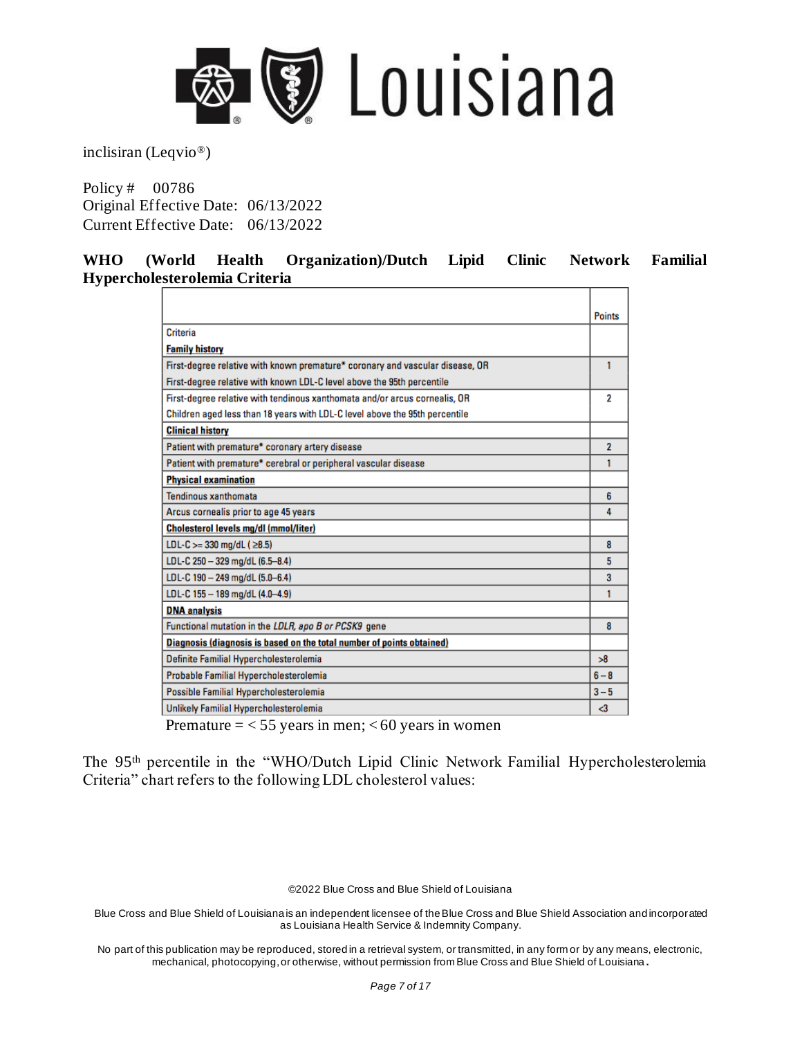inclisiran (Leqvio®)

Policy # 00786
Original Effective Date: 06/13/2022
Current Effective Date: 06/13/2022

**WHO (World Health Organization)/Dutch Lipid Clinic Network Familial Hypercholesterolemia Criteria**

| | Points |
|---|---|
| Criteria<br>**Family history** | |
| First-degree relative with known premature* coronary and vascular disease, OR<br>First-degree relative with known LDL-C level above the 95th percentile | 1 |
| First-degree relative with tendinous xanthomata and/or arcus cornealis, OR<br>Children aged less than 18 years with LDL-C level above the 95th percentile | 2 |
| **Clinical history** | |
| Patient with premature* coronary artery disease | 2 |
| Patient with premature* cerebral or peripheral vascular disease | 1 |
| **Physical examination** | |
| Tendinous xanthomata | 6 |
| Arcus cornealis prior to age 45 years | 4 |
| **Cholesterol levels mg/dl (mmol/liter)** | |
| LDL-C >= 330 mg/dL ( ≥8.5) | 8 |
| LDL-C 250 – 329 mg/dL (6.5–8.4) | 5 |
| LDL-C 190 – 249 mg/dL (5.0–6.4) | 3 |
| LDL-C 155 – 189 mg/dL (4.0–4.9) | 1 |
| **DNA analysis** | |
| Functional mutation in the *LDLR, apo B or PCSK9* gene | 8 |
| **Diagnosis (diagnosis is based on the total number of points obtained)** | |
| Definite Familial Hypercholesterolemia | >8 |
| Probable Familial Hypercholesterolemia | 6 – 8 |
| Possible Familial Hypercholesterolemia | 3 – 5 |
| Unlikely Familial Hypercholesterolemia | <3 |

Premature = < 55 years in men; < 60 years in women

The 95th percentile in the "WHO/Dutch Lipid Clinic Network Familial Hypercholesterolemia Criteria" chart refers to the following LDL cholesterol values:

©2022 Blue Cross and Blue Shield of Louisiana

Blue Cross and Blue Shield of Louisiana is an independent licensee of the Blue Cross and Blue Shield Association and incorporated as Louisiana Health Service & Indemnity Company.

No part of this publication may be reproduced, stored in a retrieval system, or transmitted, in any form or by any means, electronic, mechanical, photocopying, or otherwise, without permission from Blue Cross and Blue Shield of Louisiana.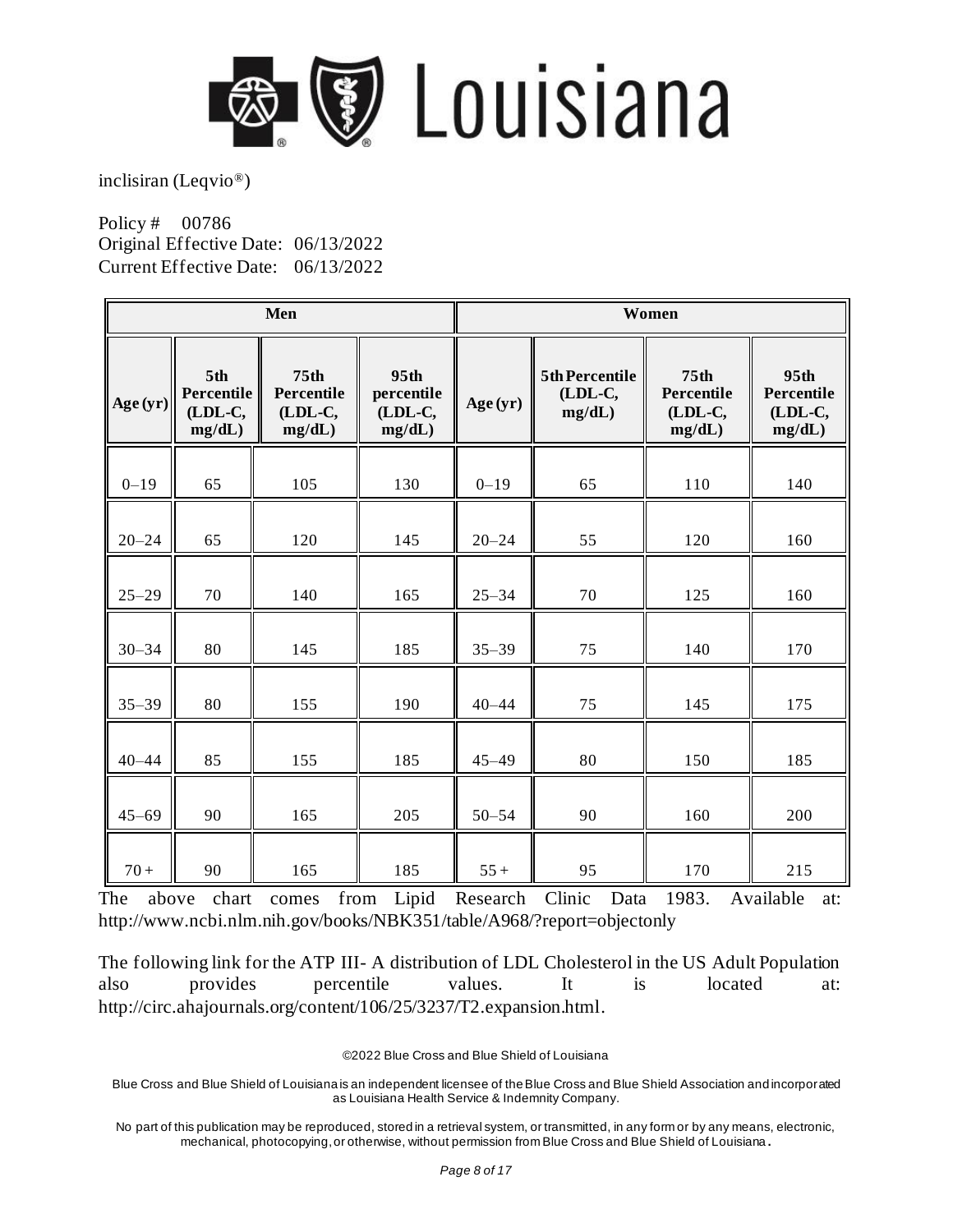inclisiran (Leqvio®)

Policy # 00786
Original Effective Date: 06/13/2022
Current Effective Date: 06/13/2022

| Men | | | | Women | | | |
|---|---|---|---|---|---|---|---|
| **Age (yr)** | **5th Percentile (LDL-C, mg/dL)** | **75th Percentile (LDL-C, mg/dL)** | **95th percentile (LDL-C, mg/dL)** | **Age (yr)** | **5th Percentile (LDL-C, mg/dL)** | **75th Percentile (LDL-C, mg/dL)** | **95th Percentile (LDL-C, mg/dL)** |
| 0–19 | 65 | 105 | 130 | 0–19 | 65 | 110 | 140 |
| 20–24 | 65 | 120 | 145 | 20–24 | 55 | 120 | 160 |
| 25–29 | 70 | 140 | 165 | 25–34 | 70 | 125 | 160 |
| 30–34 | 80 | 145 | 185 | 35–39 | 75 | 140 | 170 |
| 35–39 | 80 | 155 | 190 | 40–44 | 75 | 145 | 175 |
| 40–44 | 85 | 155 | 185 | 45–49 | 80 | 150 | 185 |
| 45–69 | 90 | 165 | 205 | 50–54 | 90 | 160 | 200 |
| 70 + | 90 | 165 | 185 | 55 + | 95 | 170 | 215 |

The above chart comes from Lipid Research Clinic Data 1983. Available at: http://www.ncbi.nlm.nih.gov/books/NBK351/table/A968/?report=objectonly

The following link for the ATP III- A distribution of LDL Cholesterol in the US Adult Population also provides percentile values. It is located at: http://circ.ahajournals.org/content/106/25/3237/T2.expansion.html.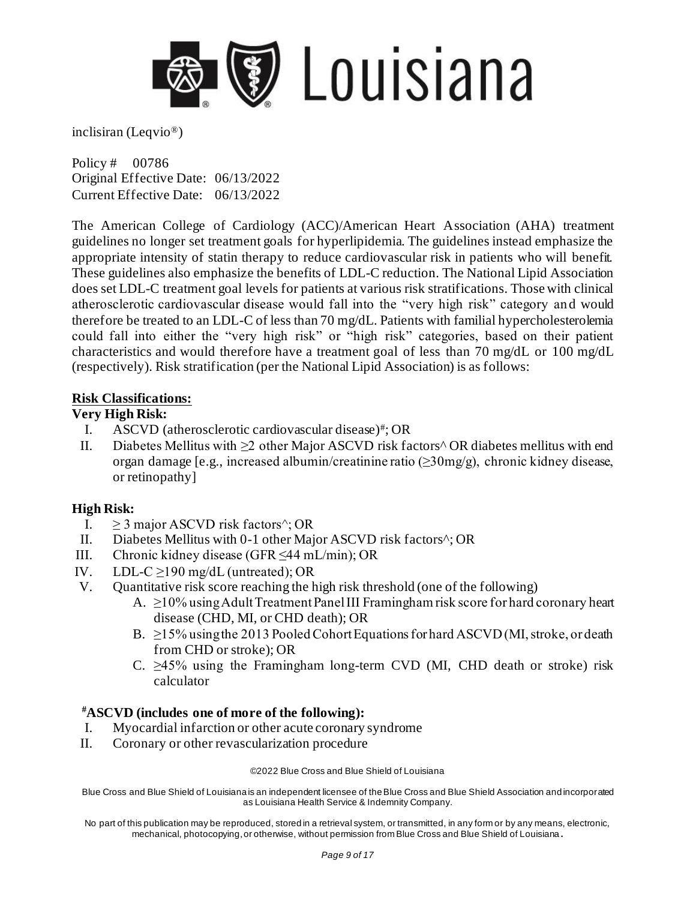inclisiran (Leqvio®)

Policy # 00786
Original Effective Date: 06/13/2022
Current Effective Date: 06/13/2022

The American College of Cardiology (ACC)/American Heart Association (AHA) treatment guidelines no longer set treatment goals for hyperlipidemia. The guidelines instead emphasize the appropriate intensity of statin therapy to reduce cardiovascular risk in patients who will benefit. These guidelines also emphasize the benefits of LDL-C reduction. The National Lipid Association does set LDL-C treatment goal levels for patients at various risk stratifications. Those with clinical atherosclerotic cardiovascular disease would fall into the "very high risk" category and would therefore be treated to an LDL-C of less than 70 mg/dL. Patients with familial hypercholesterolemia could fall into either the "very high risk" or "high risk" categories, based on their patient characteristics and would therefore have a treatment goal of less than 70 mg/dL or 100 mg/dL (respectively). Risk stratification (per the National Lipid Association) is as follows:

**Risk Classifications:**

**Very High Risk:**

I. ASCVD (atherosclerotic cardiovascular disease)#; OR
II. Diabetes Mellitus with ≥2 other Major ASCVD risk factors^ OR diabetes mellitus with end organ damage [e.g., increased albumin/creatinine ratio (≥30mg/g), chronic kidney disease, or retinopathy]

**High Risk:**

I. ≥ 3 major ASCVD risk factors^; OR
II. Diabetes Mellitus with 0-1 other Major ASCVD risk factors^; OR
III. Chronic kidney disease (GFR ≤44 mL/min); OR
IV. LDL-C ≥190 mg/dL (untreated); OR
V. Quantitative risk score reaching the high risk threshold (one of the following)
    A. ≥10% using Adult Treatment Panel III Framingham risk score for hard coronary heart disease (CHD, MI, or CHD death); OR
    B. ≥15% using the 2013 Pooled Cohort Equations for hard ASCVD (MI, stroke, or death from CHD or stroke); OR
    C. ≥45% using the Framingham long-term CVD (MI, CHD death or stroke) risk calculator

**#ASCVD (includes one of more of the following):**

I. Myocardial infarction or other acute coronary syndrome
II. Coronary or other revascularization procedure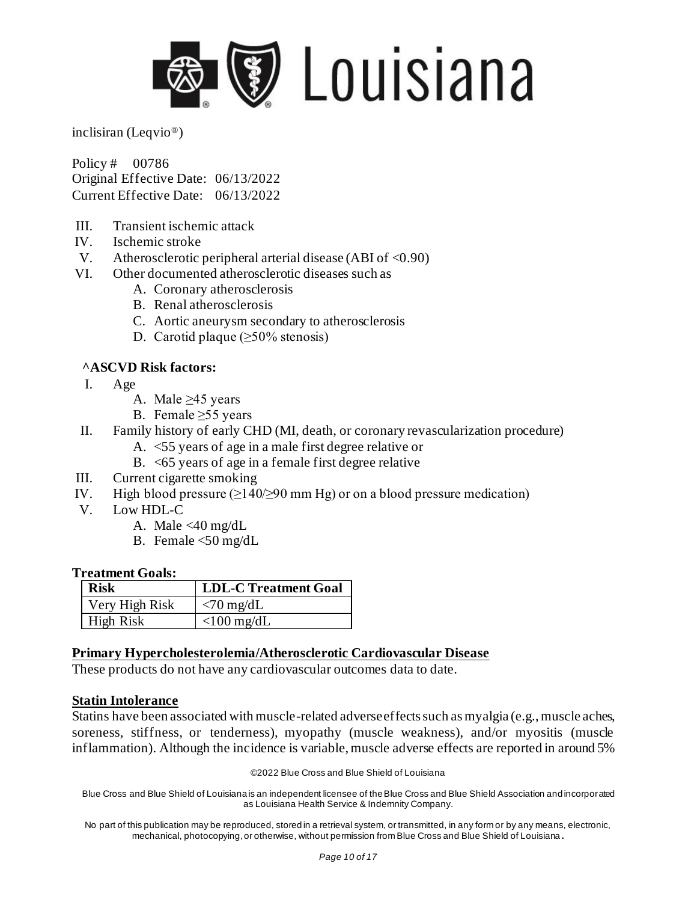III. Transient ischemic attack
IV. Ischemic stroke
V. Atherosclerotic peripheral arterial disease (ABI of <0.90)
VI. Other documented atherosclerotic diseases such as
    A. Coronary atherosclerosis
    B. Renal atherosclerosis
    C. Aortic aneurysm secondary to atherosclerosis
    D. Carotid plaque (≥50% stenosis)

**^ASCVD Risk factors:**

I. Age
    A. Male ≥45 years
    B. Female ≥55 years
II. Family history of early CHD (MI, death, or coronary revascularization procedure)
    A. <55 years of age in a male first degree relative or
    B. <65 years of age in a female first degree relative
III. Current cigarette smoking
IV. High blood pressure (≥140/≥90 mm Hg) or on a blood pressure medication)
V. Low HDL-C
    A. Male <40 mg/dL
    B. Female <50 mg/dL

**Treatment Goals:**

| Risk | LDL-C Treatment Goal |
|---|---|
| Very High Risk | <70 mg/dL |
| High Risk | <100 mg/dL |

## Primary Hypercholesterolemia/Atherosclerotic Cardiovascular Disease

These products do not have any cardiovascular outcomes data to date.

## Statin Intolerance

Statins have been associated with muscle-related adverse effects such as myalgia (e.g., muscle aches, soreness, stiffness, or tenderness), myopathy (muscle weakness), and/or myositis (muscle inflammation). Although the incidence is variable, muscle adverse effects are reported in around 5%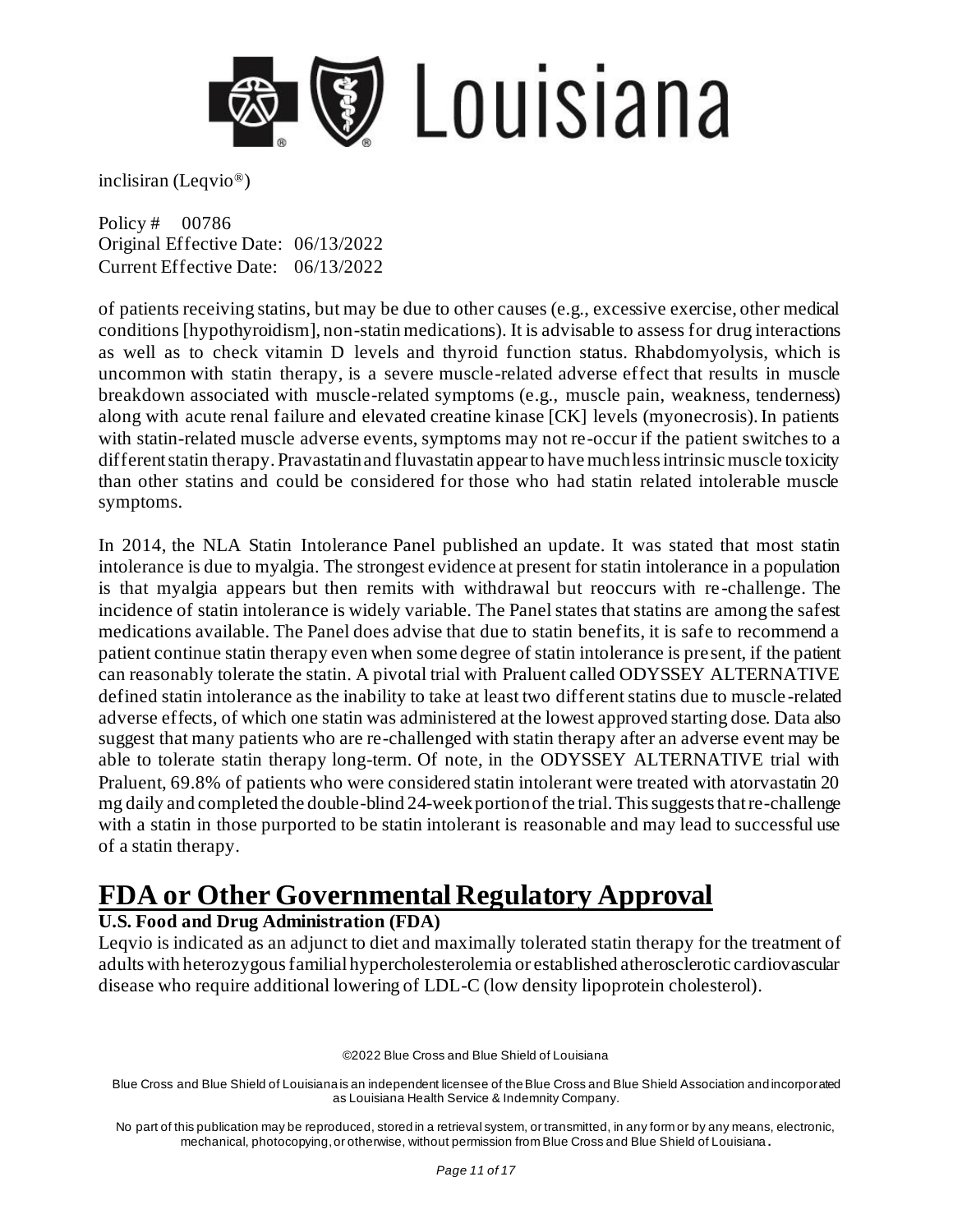of patients receiving statins, but may be due to other causes (e.g., excessive exercise, other medical conditions [hypothyroidism], non-statin medications). It is advisable to assess for drug interactions as well as to check vitamin D levels and thyroid function status. Rhabdomyolysis, which is uncommon with statin therapy, is a severe muscle-related adverse effect that results in muscle breakdown associated with muscle-related symptoms (e.g., muscle pain, weakness, tenderness) along with acute renal failure and elevated creatine kinase [CK] levels (myonecrosis). In patients with statin-related muscle adverse events, symptoms may not re-occur if the patient switches to a different statin therapy. Pravastatin and fluvastatin appear to have much less intrinsic muscle toxicity than other statins and could be considered for those who had statin related intolerable muscle symptoms.

In 2014, the NLA Statin Intolerance Panel published an update. It was stated that most statin intolerance is due to myalgia. The strongest evidence at present for statin intolerance in a population is that myalgia appears but then remits with withdrawal but reoccurs with re-challenge. The incidence of statin intolerance is widely variable. The Panel states that statins are among the safest medications available. The Panel does advise that due to statin benefits, it is safe to recommend a patient continue statin therapy even when some degree of statin intolerance is present, if the patient can reasonably tolerate the statin. A pivotal trial with Praluent called ODYSSEY ALTERNATIVE defined statin intolerance as the inability to take at least two different statins due to muscle-related adverse effects, of which one statin was administered at the lowest approved starting dose. Data also suggest that many patients who are re-challenged with statin therapy after an adverse event may be able to tolerate statin therapy long-term. Of note, in the ODYSSEY ALTERNATIVE trial with Praluent, 69.8% of patients who were considered statin intolerant were treated with atorvastatin 20 mg daily and completed the double-blind 24-week portion of the trial. This suggests that re-challenge with a statin in those purported to be statin intolerant is reasonable and may lead to successful use of a statin therapy.

# FDA or Other Governmental Regulatory Approval

**U.S. Food and Drug Administration (FDA)**

Leqvio is indicated as an adjunct to diet and maximally tolerated statin therapy for the treatment of adults with heterozygous familial hypercholesterolemia or established atherosclerotic cardiovascular disease who require additional lowering of LDL-C (low density lipoprotein cholesterol).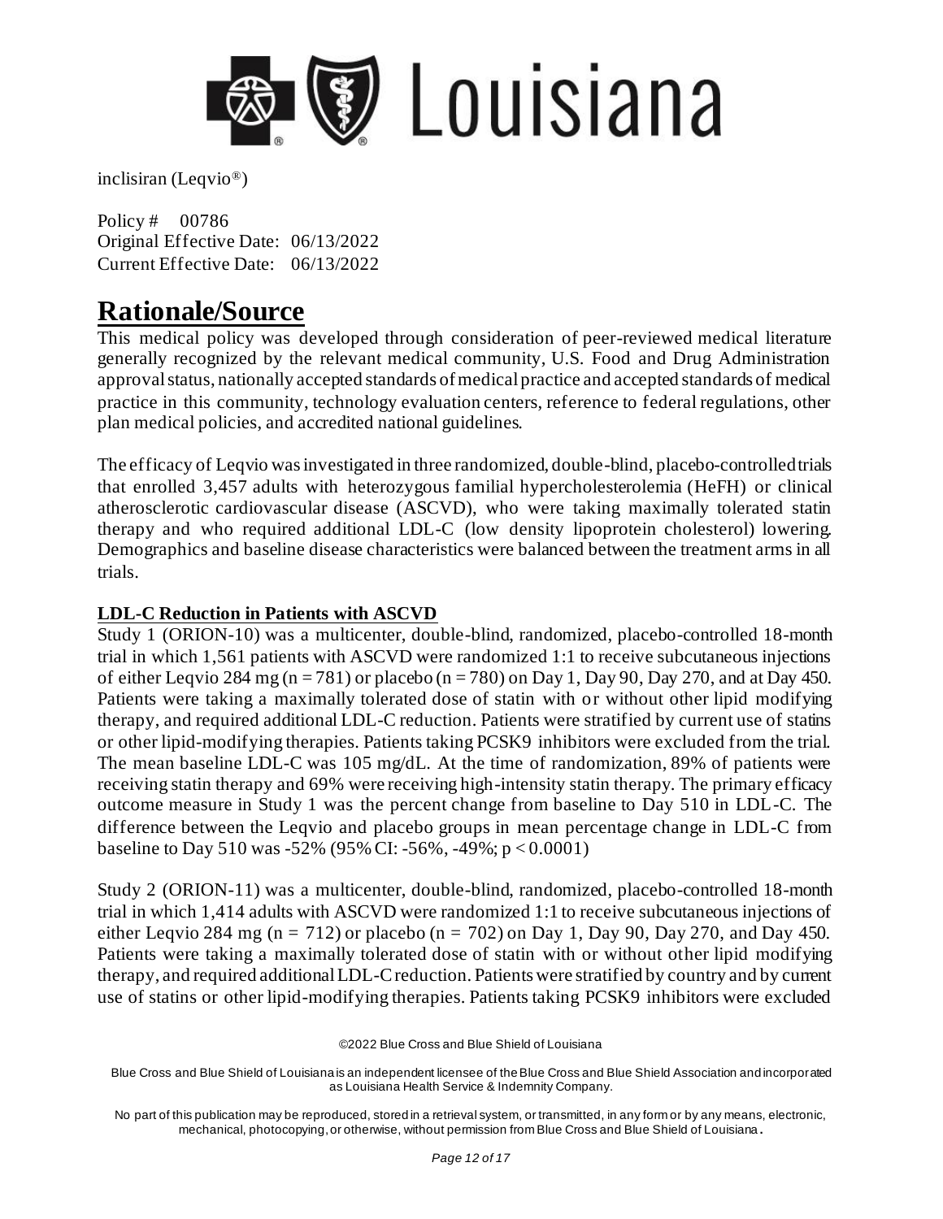inclisiran (Leqvio®)

Policy # 00786
Original Effective Date: 06/13/2022
Current Effective Date: 06/13/2022

# Rationale/Source

This medical policy was developed through consideration of peer-reviewed medical literature generally recognized by the relevant medical community, U.S. Food and Drug Administration approval status, nationally accepted standards of medical practice and accepted standards of medical practice in this community, technology evaluation centers, reference to federal regulations, other plan medical policies, and accredited national guidelines.

The efficacy of Leqvio was investigated in three randomized, double-blind, placebo-controlled trials that enrolled 3,457 adults with heterozygous familial hypercholesterolemia (HeFH) or clinical atherosclerotic cardiovascular disease (ASCVD), who were taking maximally tolerated statin therapy and who required additional LDL-C (low density lipoprotein cholesterol) lowering. Demographics and baseline disease characteristics were balanced between the treatment arms in all trials.

## LDL-C Reduction in Patients with ASCVD

Study 1 (ORION-10) was a multicenter, double-blind, randomized, placebo-controlled 18-month trial in which 1,561 patients with ASCVD were randomized 1:1 to receive subcutaneous injections of either Leqvio 284 mg (n = 781) or placebo (n = 780) on Day 1, Day 90, Day 270, and at Day 450. Patients were taking a maximally tolerated dose of statin with or without other lipid modifying therapy, and required additional LDL-C reduction. Patients were stratified by current use of statins or other lipid-modifying therapies. Patients taking PCSK9 inhibitors were excluded from the trial. The mean baseline LDL-C was 105 mg/dL. At the time of randomization, 89% of patients were receiving statin therapy and 69% were receiving high-intensity statin therapy. The primary efficacy outcome measure in Study 1 was the percent change from baseline to Day 510 in LDL-C. The difference between the Leqvio and placebo groups in mean percentage change in LDL-C from baseline to Day 510 was -52% (95% CI: -56%, -49%; $p < 0.0001$)

Study 2 (ORION-11) was a multicenter, double-blind, randomized, placebo-controlled 18-month trial in which 1,414 adults with ASCVD were randomized 1:1 to receive subcutaneous injections of either Leqvio 284 mg (n = 712) or placebo (n = 702) on Day 1, Day 90, Day 270, and Day 450. Patients were taking a maximally tolerated dose of statin with or without other lipid modifying therapy, and required additional LDL-C reduction. Patients were stratified by country and by current use of statins or other lipid-modifying therapies. Patients taking PCSK9 inhibitors were excluded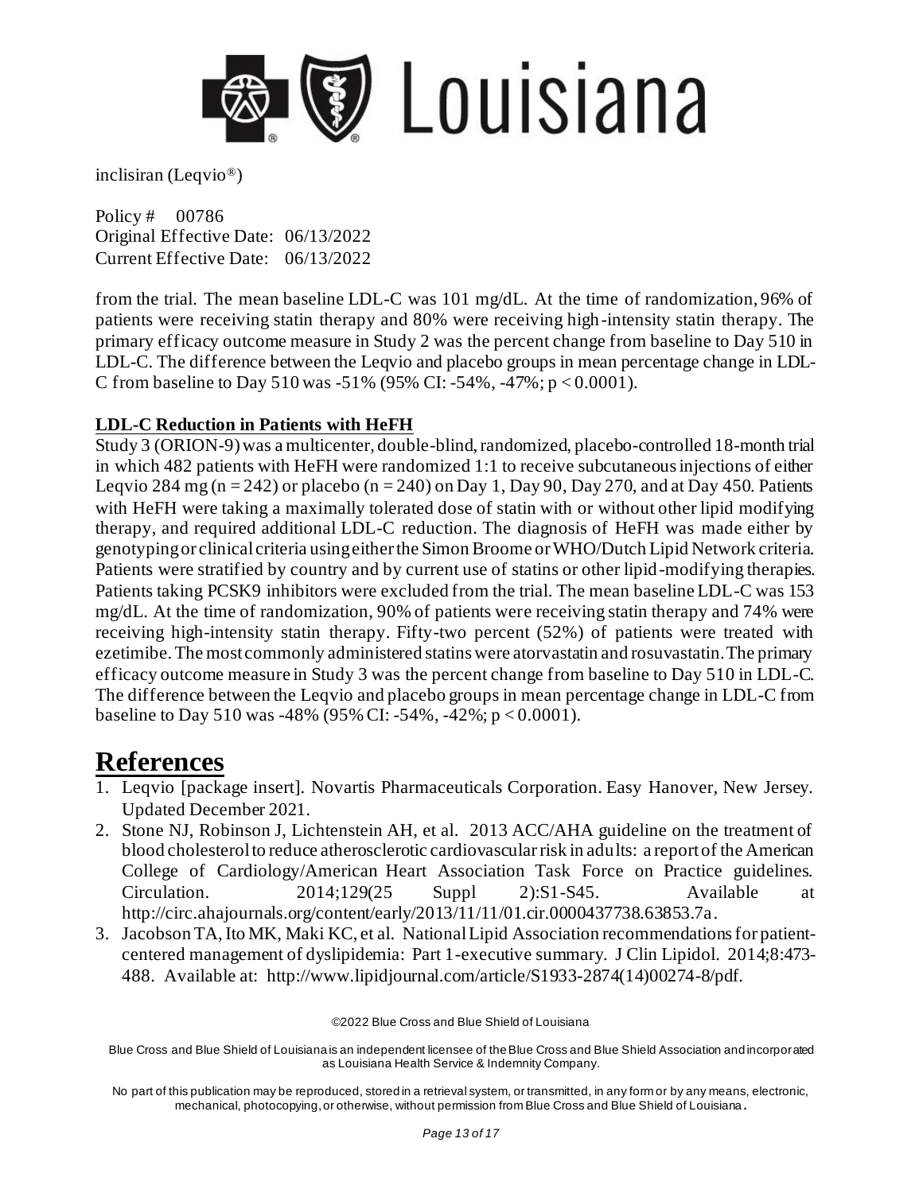from the trial. The mean baseline LDL-C was 101 mg/dL. At the time of randomization, 96% of patients were receiving statin therapy and 80% were receiving high-intensity statin therapy. The primary efficacy outcome measure in Study 2 was the percent change from baseline to Day 510 in LDL-C. The difference between the Leqvio and placebo groups in mean percentage change in LDL-C from baseline to Day 510 was -51% (95% CI: -54%, -47%; $p < 0.0001$).

**LDL-C Reduction in Patients with HeFH**

Study 3 (ORION-9) was a multicenter, double-blind, randomized, placebo-controlled 18-month trial in which 482 patients with HeFH were randomized 1:1 to receive subcutaneous injections of either Leqvio 284 mg (n = 242) or placebo (n = 240) on Day 1, Day 90, Day 270, and at Day 450. Patients with HeFH were taking a maximally tolerated dose of statin with or without other lipid modifying therapy, and required additional LDL-C reduction. The diagnosis of HeFH was made either by genotyping or clinical criteria using either the Simon Broome or WHO/Dutch Lipid Network criteria. Patients were stratified by country and by current use of statins or other lipid-modifying therapies. Patients taking PCSK9 inhibitors were excluded from the trial. The mean baseline LDL-C was 153 mg/dL. At the time of randomization, 90% of patients were receiving statin therapy and 74% were receiving high-intensity statin therapy. Fifty-two percent (52%) of patients were treated with ezetimibe. The most commonly administered statins were atorvastatin and rosuvastatin. The primary efficacy outcome measure in Study 3 was the percent change from baseline to Day 510 in LDL-C. The difference between the Leqvio and placebo groups in mean percentage change in LDL-C from baseline to Day 510 was -48% (95% CI: -54%, -42%; $p < 0.0001$).

# References

1. Leqvio [package insert]. Novartis Pharmaceuticals Corporation. Easy Hanover, New Jersey. Updated December 2021.
2. Stone NJ, Robinson J, Lichtenstein AH, et al. 2013 ACC/AHA guideline on the treatment of blood cholesterol to reduce atherosclerotic cardiovascular risk in adults: a report of the American College of Cardiology/American Heart Association Task Force on Practice guidelines. Circulation. 2014;129(25 Suppl 2):S1-S45. Available at http://circ.ahajournals.org/content/early/2013/11/11/01.cir.0000437738.63853.7a.
3. Jacobson TA, Ito MK, Maki KC, et al. National Lipid Association recommendations for patient-centered management of dyslipidemia: Part 1-executive summary. J Clin Lipidol. 2014;8:473-488. Available at: http://www.lipidjournal.com/article/S1933-2874(14)00274-8/pdf.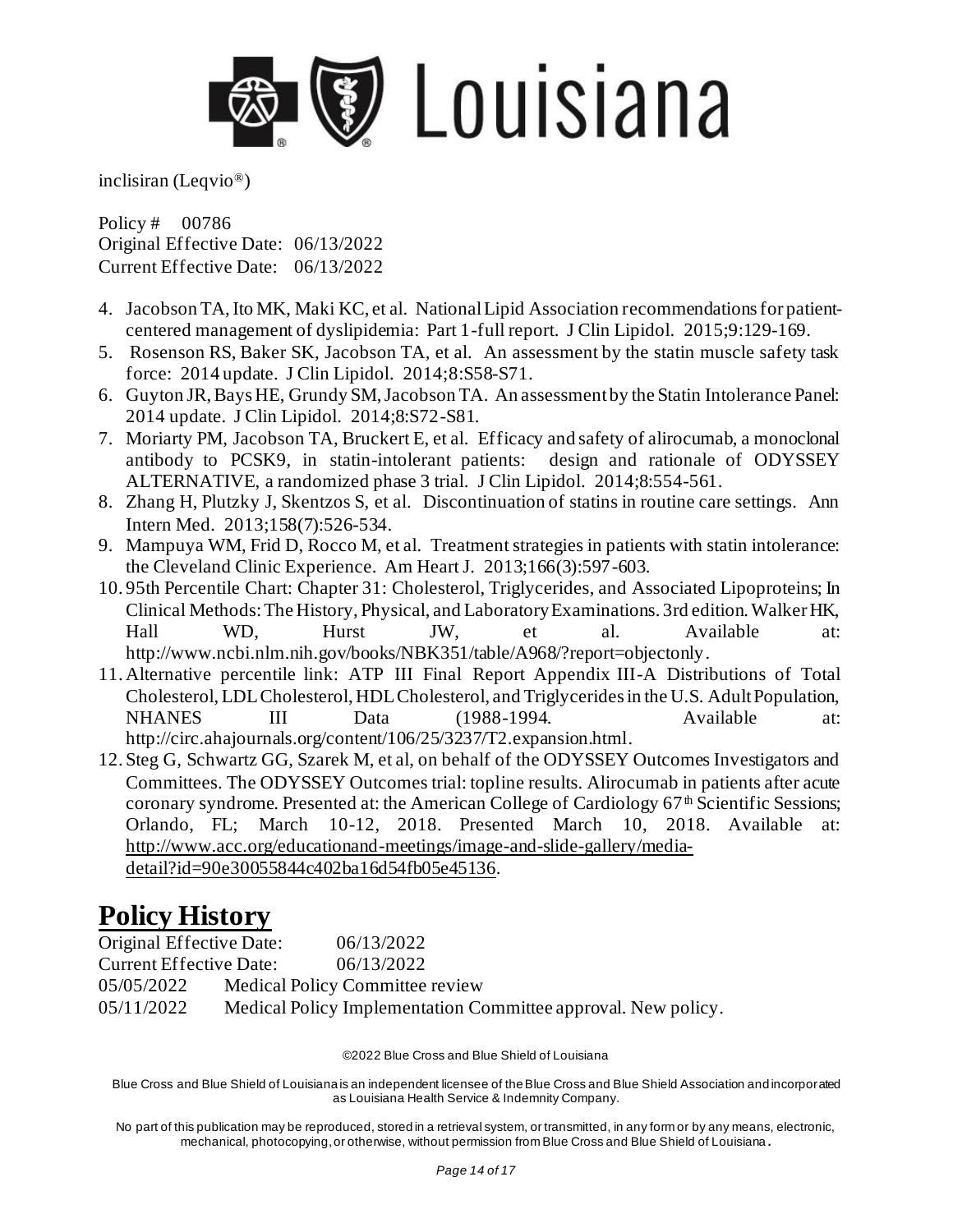4. Jacobson TA, Ito MK, Maki KC, et al. National Lipid Association recommendations for patient-centered management of dyslipidemia: Part 1-full report. J Clin Lipidol. 2015;9:129-169.
5. Rosenson RS, Baker SK, Jacobson TA, et al. An assessment by the statin muscle safety task force: 2014 update. J Clin Lipidol. 2014;8:S58-S71.
6. Guyton JR, Bays HE, Grundy SM, Jacobson TA. An assessment by the Statin Intolerance Panel: 2014 update. J Clin Lipidol. 2014;8:S72-S81.
7. Moriarty PM, Jacobson TA, Bruckert E, et al. Efficacy and safety of alirocumab, a monoclonal antibody to PCSK9, in statin-intolerant patients: design and rationale of ODYSSEY ALTERNATIVE, a randomized phase 3 trial. J Clin Lipidol. 2014;8:554-561.
8. Zhang H, Plutzky J, Skentzos S, et al. Discontinuation of statins in routine care settings. Ann Intern Med. 2013;158(7):526-534.
9. Mampuya WM, Frid D, Rocco M, et al. Treatment strategies in patients with statin intolerance: the Cleveland Clinic Experience. Am Heart J. 2013;166(3):597-603.
10. 95th Percentile Chart: Chapter 31: Cholesterol, Triglycerides, and Associated Lipoproteins; In Clinical Methods: The History, Physical, and Laboratory Examinations. 3rd edition. Walker HK, Hall WD, Hurst JW, et al. Available at: http://www.ncbi.nlm.nih.gov/books/NBK351/table/A968/?report=objectonly.
11. Alternative percentile link: ATP III Final Report Appendix III-A Distributions of Total Cholesterol, LDL Cholesterol, HDL Cholesterol, and Triglycerides in the U.S. Adult Population, NHANES III Data (1988-1994. Available at: http://circ.ahajournals.org/content/106/25/3237/T2.expansion.html.
12. Steg G, Schwartz GG, Szarek M, et al, on behalf of the ODYSSEY Outcomes Investigators and Committees. The ODYSSEY Outcomes trial: topline results. Alirocumab in patients after acute coronary syndrome. Presented at: the American College of Cardiology 67th Scientific Sessions; Orlando, FL; March 10-12, 2018. Presented March 10, 2018. Available at: http://www.acc.org/educationand-meetings/image-and-slide-gallery/media-detail?id=90e30055844c402ba16d54fb05e45136.

# Policy History

Original Effective Date: 06/13/2022
Current Effective Date: 06/13/2022
05/05/2022 Medical Policy Committee review
05/11/2022 Medical Policy Implementation Committee approval. New policy.

©2022 Blue Cross and Blue Shield of Louisiana

Blue Cross and Blue Shield of Louisiana is an independent licensee of the Blue Cross and Blue Shield Association and incorporated as Louisiana Health Service & Indemnity Company.

No part of this publication may be reproduced, stored in a retrieval system, or transmitted, in any form or by any means, electronic, mechanical, photocopying, or otherwise, without permission from Blue Cross and Blue Shield of Louisiana.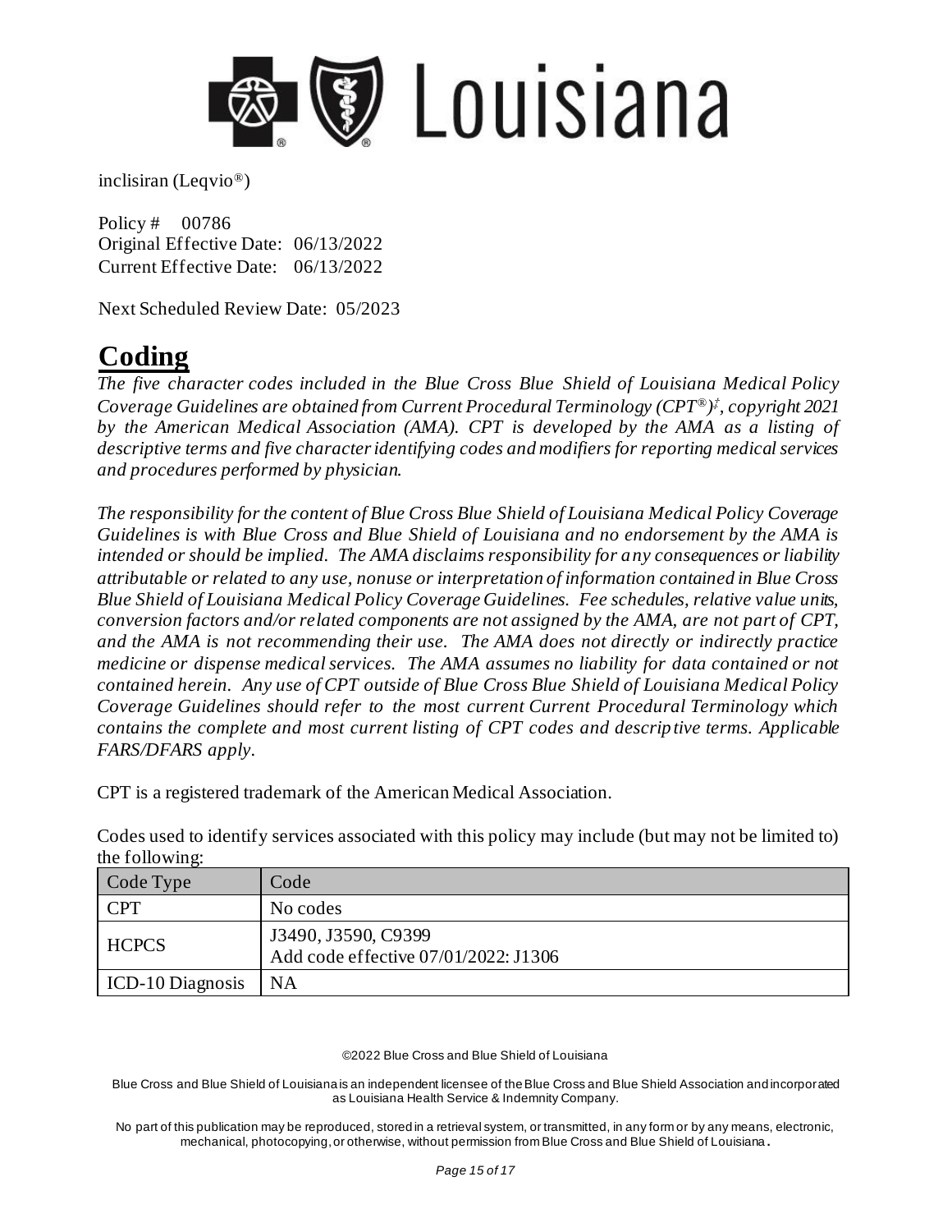inclisiran (Leqvio®)

Policy # 00786
Original Effective Date: 06/13/2022
Current Effective Date: 06/13/2022

Next Scheduled Review Date: 05/2023

# Coding

*The five character codes included in the Blue Cross Blue Shield of Louisiana Medical Policy Coverage Guidelines are obtained from Current Procedural Terminology (CPT®)‡, copyright 2021 by the American Medical Association (AMA). CPT is developed by the AMA as a listing of descriptive terms and five character identifying codes and modifiers for reporting medical services and procedures performed by physician.*

*The responsibility for the content of Blue Cross Blue Shield of Louisiana Medical Policy Coverage Guidelines is with Blue Cross and Blue Shield of Louisiana and no endorsement by the AMA is intended or should be implied. The AMA disclaims responsibility for any consequences or liability attributable or related to any use, nonuse or interpretation of information contained in Blue Cross Blue Shield of Louisiana Medical Policy Coverage Guidelines. Fee schedules, relative value units, conversion factors and/or related components are not assigned by the AMA, are not part of CPT, and the AMA is not recommending their use. The AMA does not directly or indirectly practice medicine or dispense medical services. The AMA assumes no liability for data contained or not contained herein. Any use of CPT outside of Blue Cross Blue Shield of Louisiana Medical Policy Coverage Guidelines should refer to the most current Current Procedural Terminology which contains the complete and most current listing of CPT codes and descriptive terms. Applicable FARS/DFARS apply.*

CPT is a registered trademark of the American Medical Association.

Codes used to identify services associated with this policy may include (but may not be limited to) the following:

| Code Type | Code |
| --- | --- |
| CPT | No codes |
| HCPCS | J3490, J3590, C9399<br>Add code effective 07/01/2022: J1306 |
| ICD-10 Diagnosis | NA |

©2022 Blue Cross and Blue Shield of Louisiana

Blue Cross and Blue Shield of Louisiana is an independent licensee of the Blue Cross and Blue Shield Association and incorporated as Louisiana Health Service & Indemnity Company.

No part of this publication may be reproduced, stored in a retrieval system, or transmitted, in any form or by any means, electronic, mechanical, photocopying, or otherwise, without permission from Blue Cross and Blue Shield of Louisiana.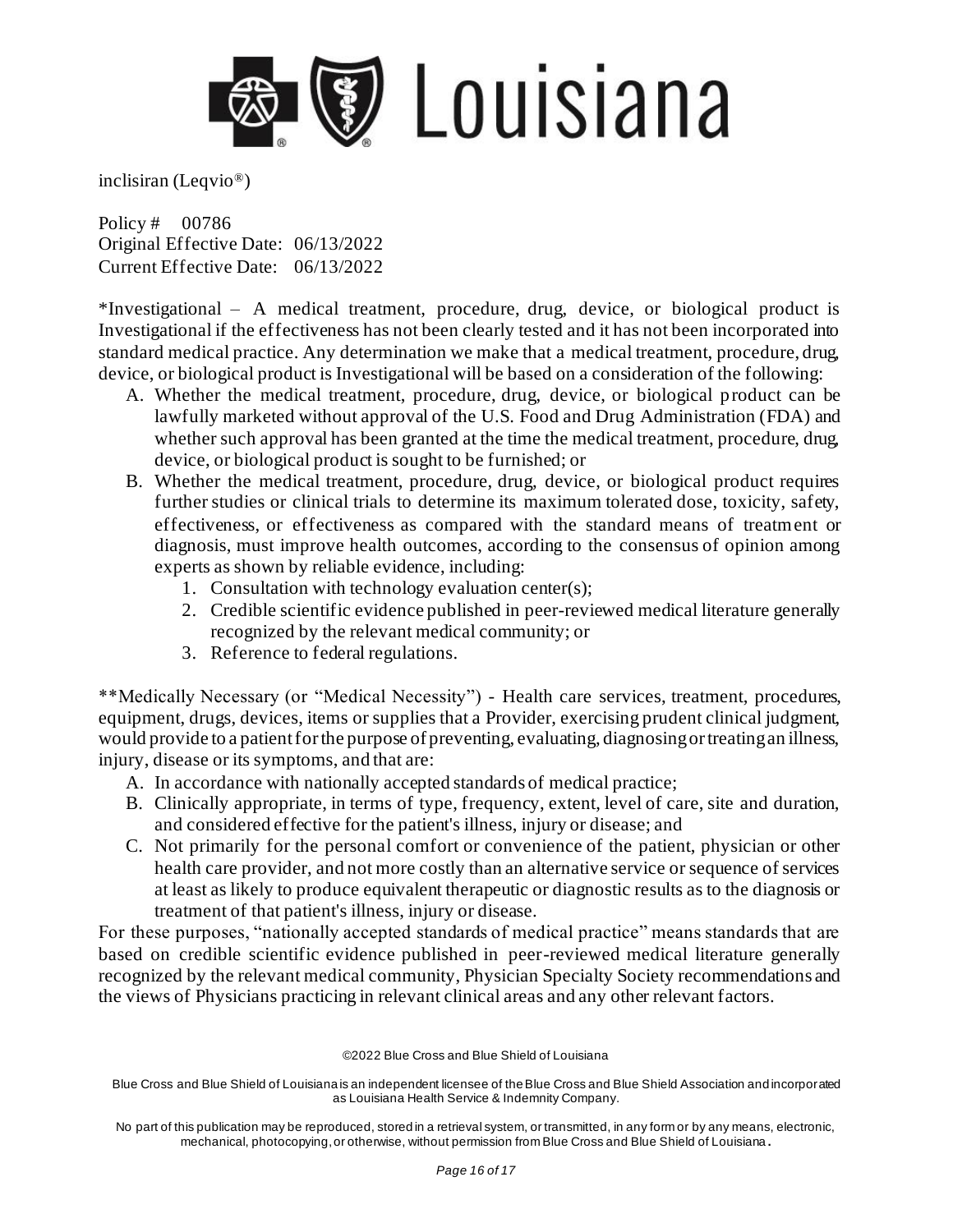inclisiran (Leqvio®)

Policy # 00786
Original Effective Date: 06/13/2022
Current Effective Date: 06/13/2022

*Investigational – A medical treatment, procedure, drug, device, or biological product is Investigational if the effectiveness has not been clearly tested and it has not been incorporated into standard medical practice. Any determination we make that a medical treatment, procedure, drug, device, or biological product is Investigational will be based on a consideration of the following:

A. Whether the medical treatment, procedure, drug, device, or biological product can be lawfully marketed without approval of the U.S. Food and Drug Administration (FDA) and whether such approval has been granted at the time the medical treatment, procedure, drug, device, or biological product is sought to be furnished; or
B. Whether the medical treatment, procedure, drug, device, or biological product requires further studies or clinical trials to determine its maximum tolerated dose, toxicity, safety, effectiveness, or effectiveness as compared with the standard means of treatment or diagnosis, must improve health outcomes, according to the consensus of opinion among experts as shown by reliable evidence, including:
   1. Consultation with technology evaluation center(s);
   2. Credible scientific evidence published in peer-reviewed medical literature generally recognized by the relevant medical community; or
   3. Reference to federal regulations.

**Medically Necessary (or "Medical Necessity") - Health care services, treatment, procedures, equipment, drugs, devices, items or supplies that a Provider, exercising prudent clinical judgment, would provide to a patient for the purpose of preventing, evaluating, diagnosing or treating an illness, injury, disease or its symptoms, and that are:

A. In accordance with nationally accepted standards of medical practice;
B. Clinically appropriate, in terms of type, frequency, extent, level of care, site and duration, and considered effective for the patient's illness, injury or disease; and
C. Not primarily for the personal comfort or convenience of the patient, physician or other health care provider, and not more costly than an alternative service or sequence of services at least as likely to produce equivalent therapeutic or diagnostic results as to the diagnosis or treatment of that patient's illness, injury or disease.

For these purposes, "nationally accepted standards of medical practice" means standards that are based on credible scientific evidence published in peer-reviewed medical literature generally recognized by the relevant medical community, Physician Specialty Society recommendations and the views of Physicians practicing in relevant clinical areas and any other relevant factors.

©2022 Blue Cross and Blue Shield of Louisiana

Blue Cross and Blue Shield of Louisiana is an independent licensee of the Blue Cross and Blue Shield Association and incorporated as Louisiana Health Service & Indemnity Company.

No part of this publication may be reproduced, stored in a retrieval system, or transmitted, in any form or by any means, electronic, mechanical, photocopying, or otherwise, without permission from Blue Cross and Blue Shield of Louisiana.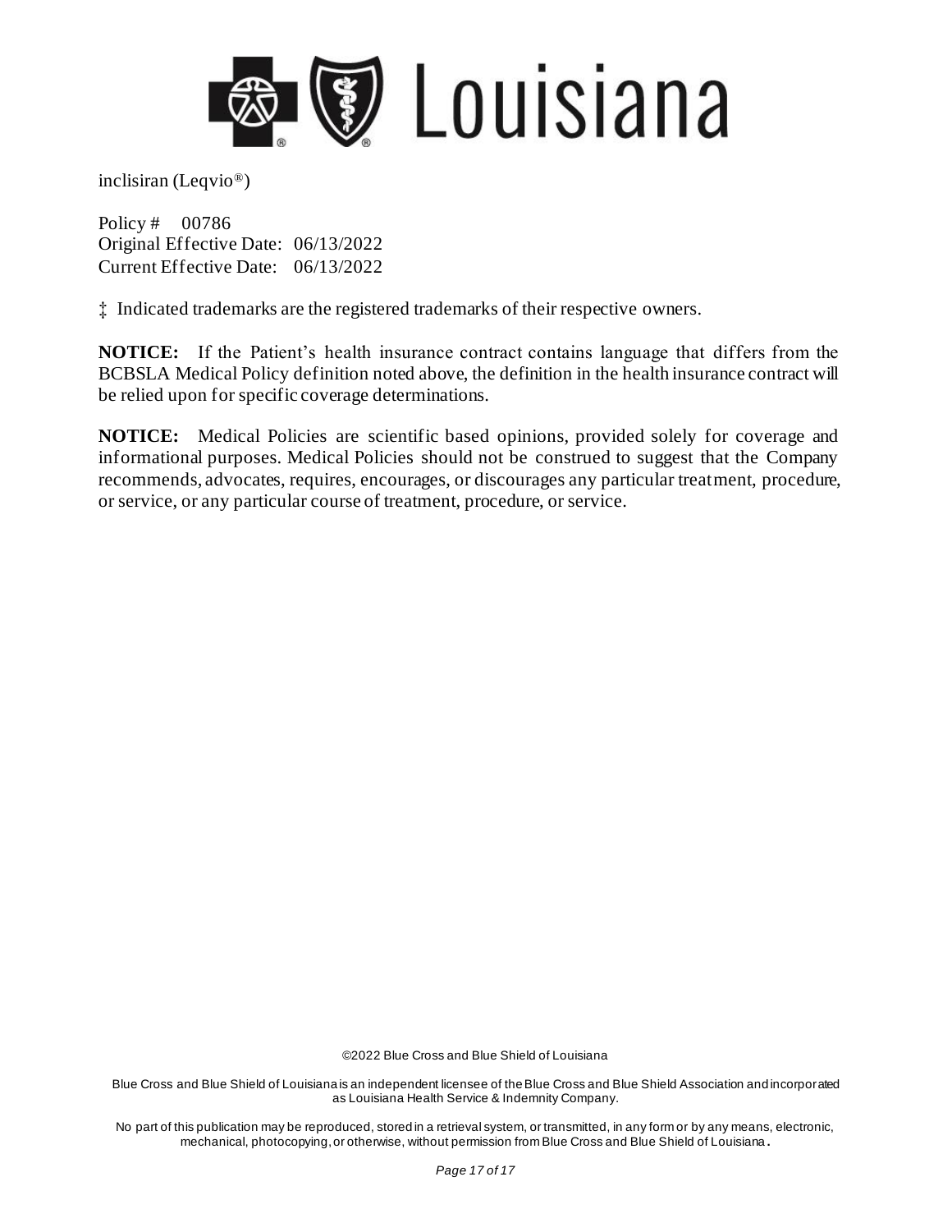inclisiran (Leqvio®)

Policy # 00786
Original Effective Date: 06/13/2022
Current Effective Date: 06/13/2022

‡ Indicated trademarks are the registered trademarks of their respective owners.

**NOTICE:** If the Patient's health insurance contract contains language that differs from the BCBSLA Medical Policy definition noted above, the definition in the health insurance contract will be relied upon for specific coverage determinations.

**NOTICE:** Medical Policies are scientific based opinions, provided solely for coverage and informational purposes. Medical Policies should not be construed to suggest that the Company recommends, advocates, requires, encourages, or discourages any particular treatment, procedure, or service, or any particular course of treatment, procedure, or service.

©2022 Blue Cross and Blue Shield of Louisiana

Blue Cross and Blue Shield of Louisiana is an independent licensee of the Blue Cross and Blue Shield Association and incorporated as Louisiana Health Service & Indemnity Company.

No part of this publication may be reproduced, stored in a retrieval system, or transmitted, in any form or by any means, electronic, mechanical, photocopying, or otherwise, without permission from Blue Cross and Blue Shield of Louisiana.